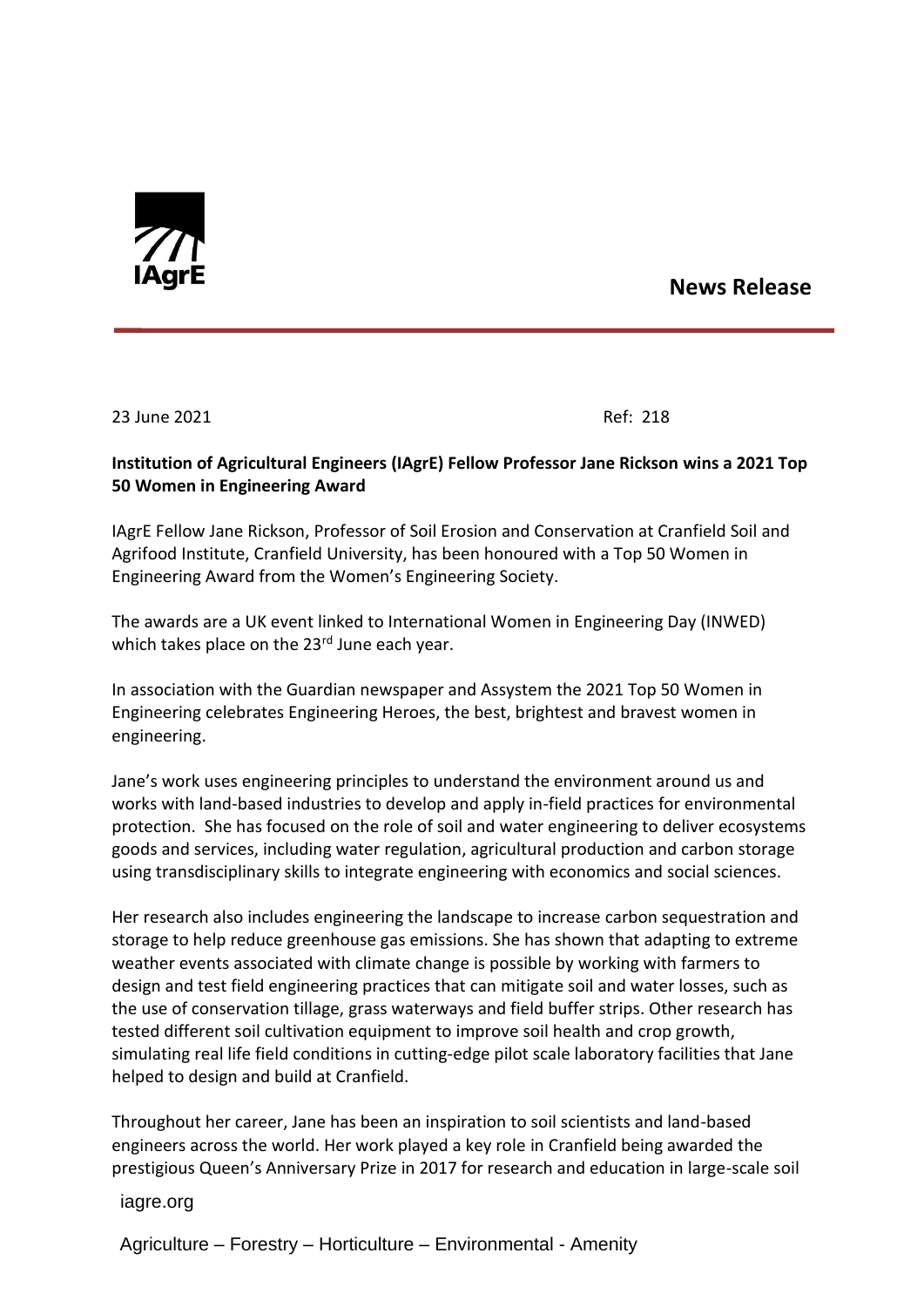IAgrE

**News Release**

23 June 2021 Ref: 218

**Institution of Agricultural Engineers (IAgrE) Fellow Professor Jane Rickson wins a 2021 Top 50 Women in Engineering Award**

IAgrE Fellow Jane Rickson, Professor of Soil Erosion and Conservation at Cranfield Soil and Agrifood Institute, Cranfield University, has been honoured with a Top 50 Women in Engineering Award from the Women's Engineering Society.

The awards are a UK event linked to International Women in Engineering Day (INWED) which takes place on the 23rd June each year.

In association with the Guardian newspaper and Assystem the 2021 Top 50 Women in Engineering celebrates Engineering Heroes, the best, brightest and bravest women in engineering.

Jane's work uses engineering principles to understand the environment around us and works with land-based industries to develop and apply in-field practices for environmental protection. She has focused on the role of soil and water engineering to deliver ecosystems goods and services, including water regulation, agricultural production and carbon storage using transdisciplinary skills to integrate engineering with economics and social sciences.

Her research also includes engineering the landscape to increase carbon sequestration and storage to help reduce greenhouse gas emissions. She has shown that adapting to extreme weather events associated with climate change is possible by working with farmers to design and test field engineering practices that can mitigate soil and water losses, such as the use of conservation tillage, grass waterways and field buffer strips. Other research has tested different soil cultivation equipment to improve soil health and crop growth, simulating real life field conditions in cutting-edge pilot scale laboratory facilities that Jane helped to design and build at Cranfield.

Throughout her career, Jane has been an inspiration to soil scientists and land-based engineers across the world. Her work played a key role in Cranfield being awarded the prestigious Queen's Anniversary Prize in 2017 for research and education in large-scale soil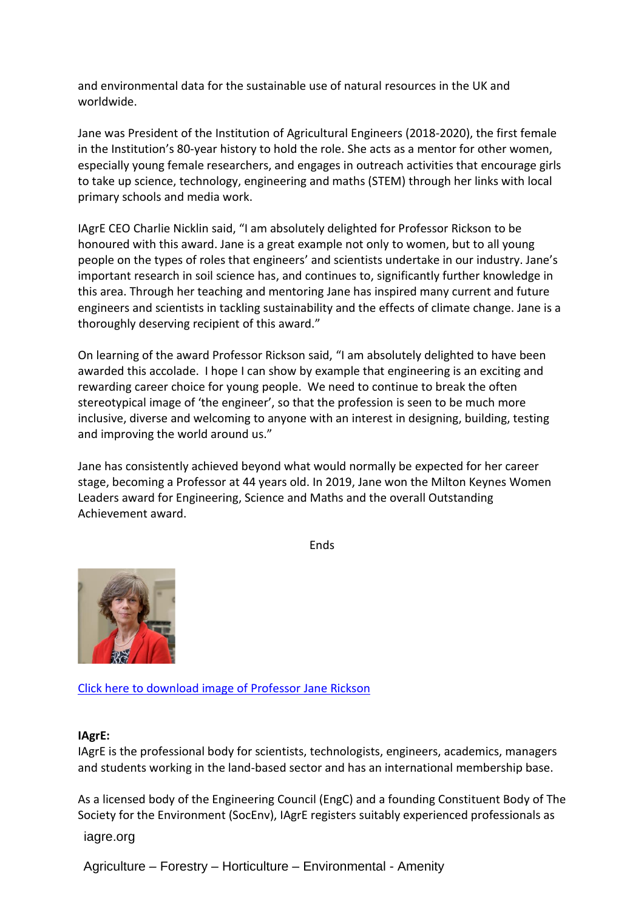and environmental data for the sustainable use of natural resources in the UK and worldwide.

Jane was President of the Institution of Agricultural Engineers (2018-2020), the first female in the Institution's 80-year history to hold the role. She acts as a mentor for other women, especially young female researchers, and engages in outreach activities that encourage girls to take up science, technology, engineering and maths (STEM) through her links with local primary schools and media work.

IAgrE CEO Charlie Nicklin said, "I am absolutely delighted for Professor Rickson to be honoured with this award. Jane is a great example not only to women, but to all young people on the types of roles that engineers' and scientists undertake in our industry. Jane's important research in soil science has, and continues to, significantly further knowledge in this area. Through her teaching and mentoring Jane has inspired many current and future engineers and scientists in tackling sustainability and the effects of climate change. Jane is a thoroughly deserving recipient of this award."

On learning of the award Professor Rickson said, "I am absolutely delighted to have been awarded this accolade. I hope I can show by example that engineering is an exciting and rewarding career choice for young people. We need to continue to break the often stereotypical image of 'the engineer', so that the profession is seen to be much more inclusive, diverse and welcoming to anyone with an interest in designing, building, testing and improving the world around us."

Jane has consistently achieved beyond what would normally be expected for her career stage, becoming a Professor at 44 years old. In 2019, Jane won the Milton Keynes Women Leaders award for Engineering, Science and Maths and the overall Outstanding Achievement award.

Ends

Click here to download image of Professor Jane Rickson

**IAgrE:**
IAgrE is the professional body for scientists, technologists, engineers, academics, managers and students working in the land-based sector and has an international membership base.

As a licensed body of the Engineering Council (EngC) and a founding Constituent Body of The Society for the Environment (SocEnv), IAgrE registers suitably experienced professionals as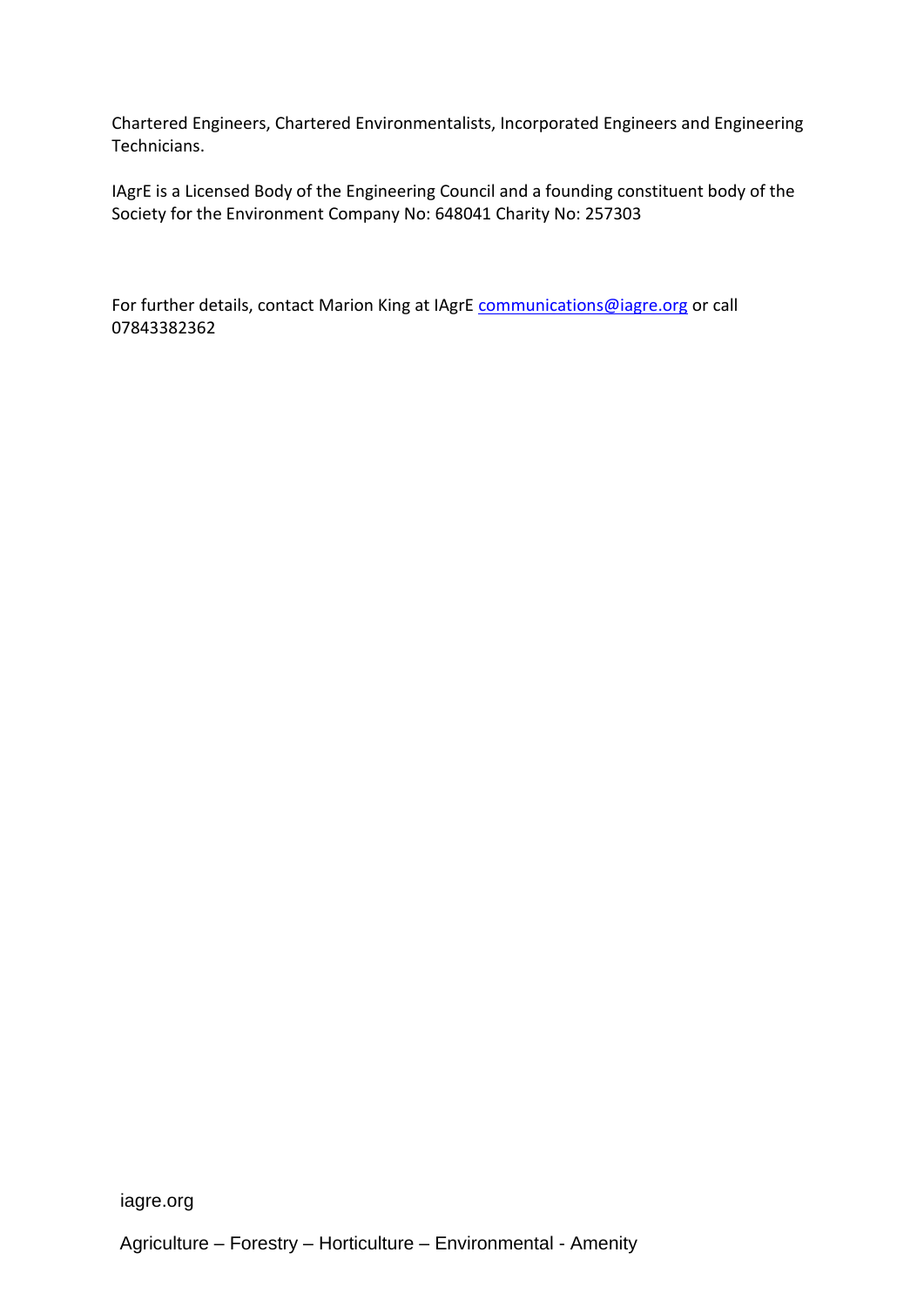Chartered Engineers, Chartered Environmentalists, Incorporated Engineers and Engineering Technicians.

IAgrE is a Licensed Body of the Engineering Council and a founding constituent body of the Society for the Environment Company No: 648041 Charity No: 257303

For further details, contact Marion King at IAgrE communications@iagre.org or call 07843382362

iagre.org

Agriculture – Forestry – Horticulture – Environmental - Amenity